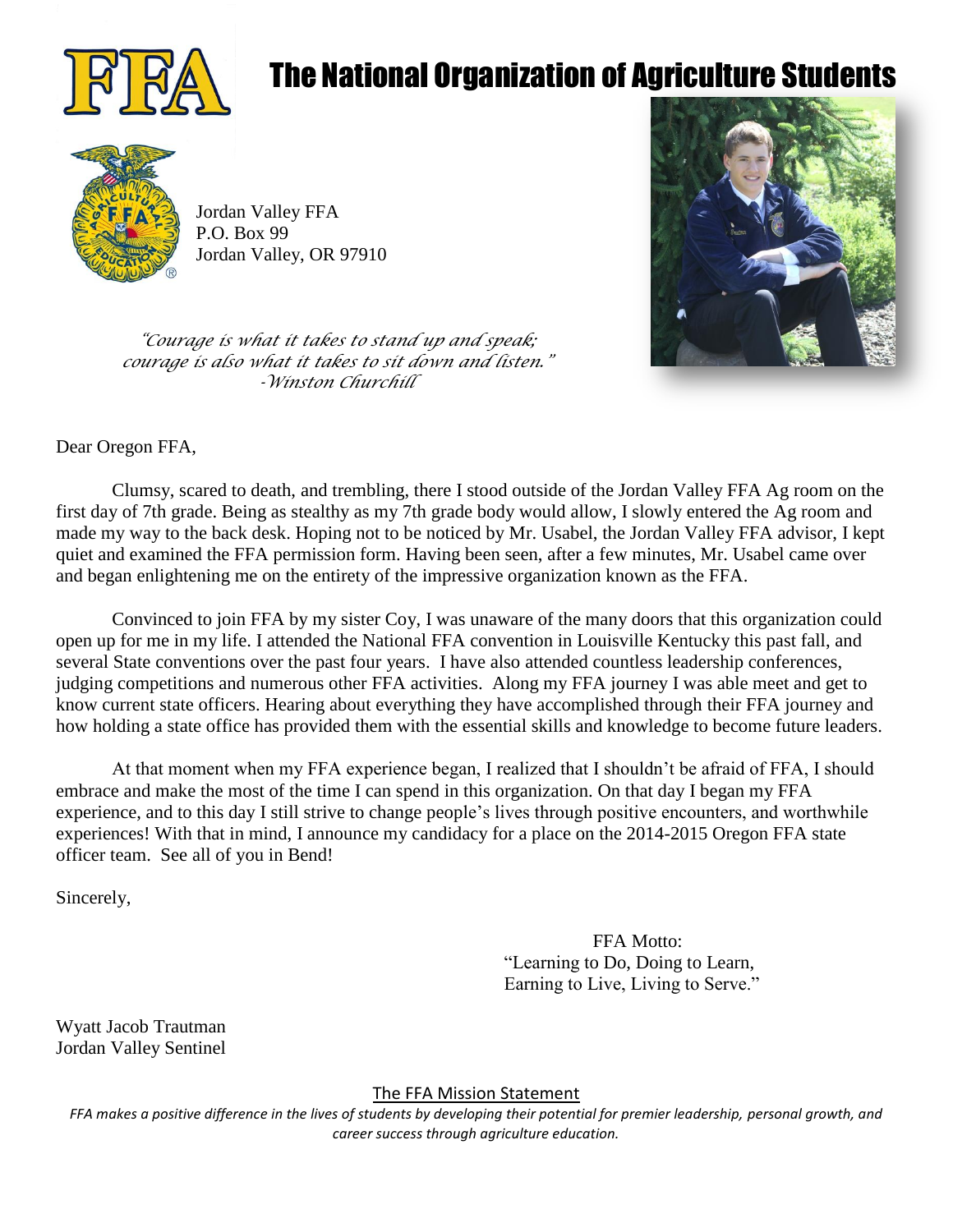# The National Organization of Agriculture Students

Jordan Valley FFA
P.O. Box 99
Jordan Valley, OR 97910

*"Courage is what it takes to stand up and speak; courage is also what it takes to sit down and listen."*
*-Winston Churchill*

Dear Oregon FFA,

Clumsy, scared to death, and trembling, there I stood outside of the Jordan Valley FFA Ag room on the first day of 7th grade. Being as stealthy as my 7th grade body would allow, I slowly entered the Ag room and made my way to the back desk. Hoping not to be noticed by Mr. Usabel, the Jordan Valley FFA advisor, I kept quiet and examined the FFA permission form. Having been seen, after a few minutes, Mr. Usabel came over and began enlightening me on the entirety of the impressive organization known as the FFA.

Convinced to join FFA by my sister Coy, I was unaware of the many doors that this organization could open up for me in my life. I attended the National FFA convention in Louisville Kentucky this past fall, and several State conventions over the past four years. I have also attended countless leadership conferences, judging competitions and numerous other FFA activities. Along my FFA journey I was able meet and get to know current state officers. Hearing about everything they have accomplished through their FFA journey and how holding a state office has provided them with the essential skills and knowledge to become future leaders.

At that moment when my FFA experience began, I realized that I shouldn't be afraid of FFA, I should embrace and make the most of the time I can spend in this organization. On that day I began my FFA experience, and to this day I still strive to change people's lives through positive encounters, and worthwhile experiences! With that in mind, I announce my candidacy for a place on the 2014-2015 Oregon FFA state officer team. See all of you in Bend!

Sincerely,

FFA Motto:
"Learning to Do, Doing to Learn,
Earning to Live, Living to Serve."

Wyatt Jacob Trautman
Jordan Valley Sentinel

The FFA Mission Statement

*FFA makes a positive difference in the lives of students by developing their potential for premier leadership, personal growth, and career success through agriculture education.*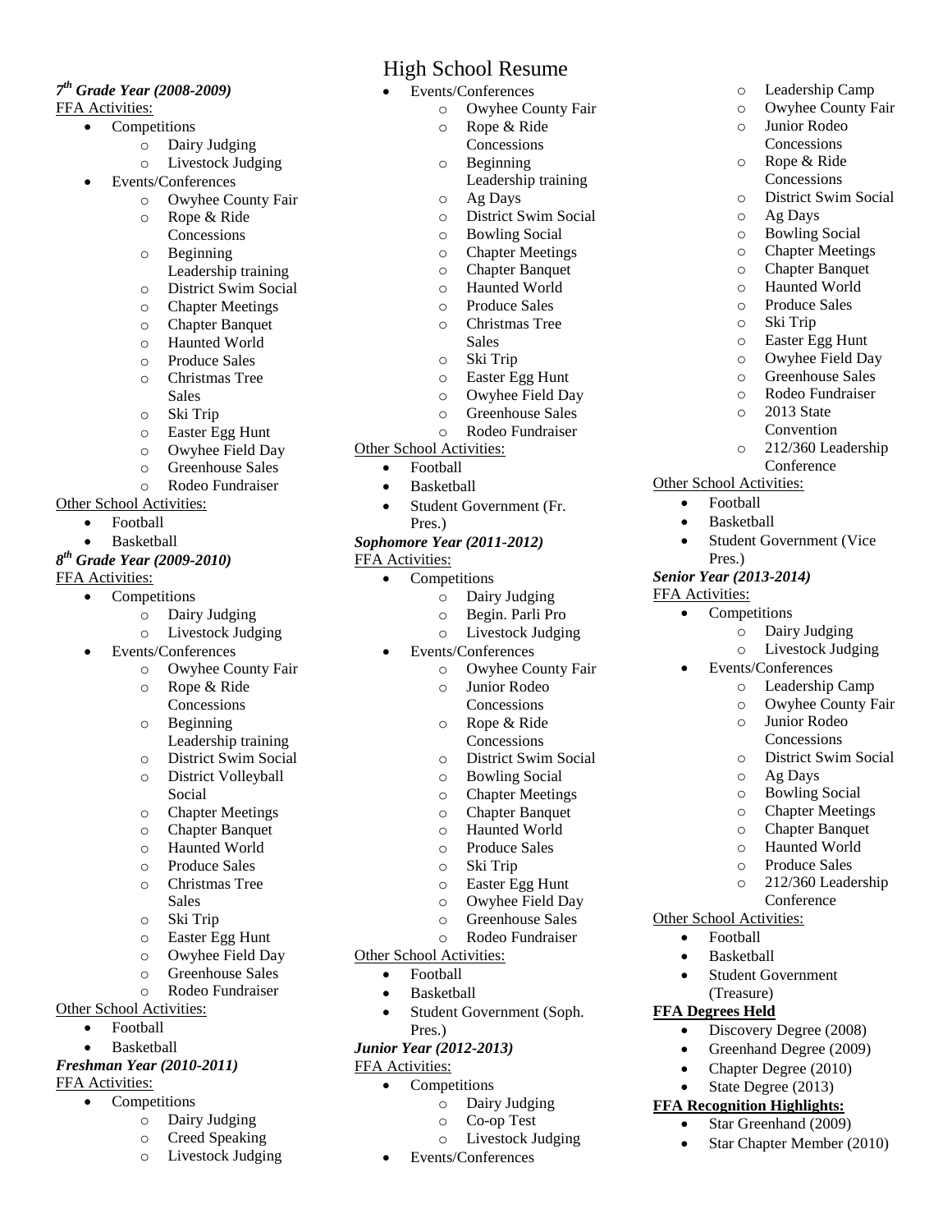# High School Resume

***7th Grade Year (2008-2009)***

FFA Activities:

- Competitions
    - Dairy Judging
    - Livestock Judging
- Events/Conferences
    - Owyhee County Fair
    - Rope & Ride Concessions
    - Beginning Leadership training
    - District Swim Social
    - Chapter Meetings
    - Chapter Banquet
    - Haunted World
    - Produce Sales
    - Christmas Tree Sales
    - Ski Trip
    - Easter Egg Hunt
    - Owyhee Field Day
    - Greenhouse Sales
    - Rodeo Fundraiser

Other School Activities:

- Football
- Basketball

***8th Grade Year (2009-2010)***

FFA Activities:

- Competitions
    - Dairy Judging
    - Livestock Judging
- Events/Conferences
    - Owyhee County Fair
    - Rope & Ride Concessions
    - Beginning Leadership training
    - District Swim Social
    - District Volleyball Social
    - Chapter Meetings
    - Chapter Banquet
    - Haunted World
    - Produce Sales
    - Christmas Tree Sales
    - Ski Trip
    - Easter Egg Hunt
    - Owyhee Field Day
    - Greenhouse Sales
    - Rodeo Fundraiser

Other School Activities:

- Football
- Basketball

***Freshman Year (2010-2011)***

FFA Activities:

- Competitions
    - Dairy Judging
    - Creed Speaking
    - Livestock Judging
- Events/Conferences
    - Owyhee County Fair
    - Rope & Ride Concessions
    - Beginning Leadership training
    - Ag Days
    - District Swim Social
    - Bowling Social
    - Chapter Meetings
    - Chapter Banquet
    - Haunted World
    - Produce Sales
    - Christmas Tree Sales
    - Ski Trip
    - Easter Egg Hunt
    - Owyhee Field Day
    - Greenhouse Sales
    - Rodeo Fundraiser

Other School Activities:

- Football
- Basketball
- Student Government (Fr. Pres.)

***Sophomore Year (2011-2012)***

FFA Activities:

- Competitions
    - Dairy Judging
    - Begin. Parli Pro
    - Livestock Judging
- Events/Conferences
    - Owyhee County Fair
    - Junior Rodeo Concessions
    - Rope & Ride Concessions
    - District Swim Social
    - Bowling Social
    - Chapter Meetings
    - Chapter Banquet
    - Haunted World
    - Produce Sales
    - Ski Trip
    - Easter Egg Hunt
    - Owyhee Field Day
    - Greenhouse Sales
    - Rodeo Fundraiser

Other School Activities:

- Football
- Basketball
- Student Government (Soph. Pres.)

***Junior Year (2012-2013)***

FFA Activities:

- Competitions
    - Dairy Judging
    - Co-op Test
    - Livestock Judging
- Events/Conferences
    - Leadership Camp
    - Owyhee County Fair
    - Junior Rodeo Concessions
    - Rope & Ride Concessions
    - District Swim Social
    - Ag Days
    - Bowling Social
    - Chapter Meetings
    - Chapter Banquet
    - Haunted World
    - Produce Sales
    - Ski Trip
    - Easter Egg Hunt
    - Owyhee Field Day
    - Greenhouse Sales
    - Rodeo Fundraiser
    - 2013 State Convention
    - 212/360 Leadership Conference

Other School Activities:

- Football
- Basketball
- Student Government (Vice Pres.)

***Senior Year (2013-2014)***

FFA Activities:

- Competitions
    - Dairy Judging
    - Livestock Judging
- Events/Conferences
    - Leadership Camp
    - Owyhee County Fair
    - Junior Rodeo Concessions
    - District Swim Social
    - Ag Days
    - Bowling Social
    - Chapter Meetings
    - Chapter Banquet
    - Haunted World
    - Produce Sales
    - 212/360 Leadership Conference

Other School Activities:

- Football
- Basketball
- Student Government (Treasure)

**FFA Degrees Held**

- Discovery Degree (2008)
- Greenhand Degree (2009)
- Chapter Degree (2010)
- State Degree (2013)

**FFA Recognition Highlights:**

- Star Greenhand (2009)
- Star Chapter Member (2010)